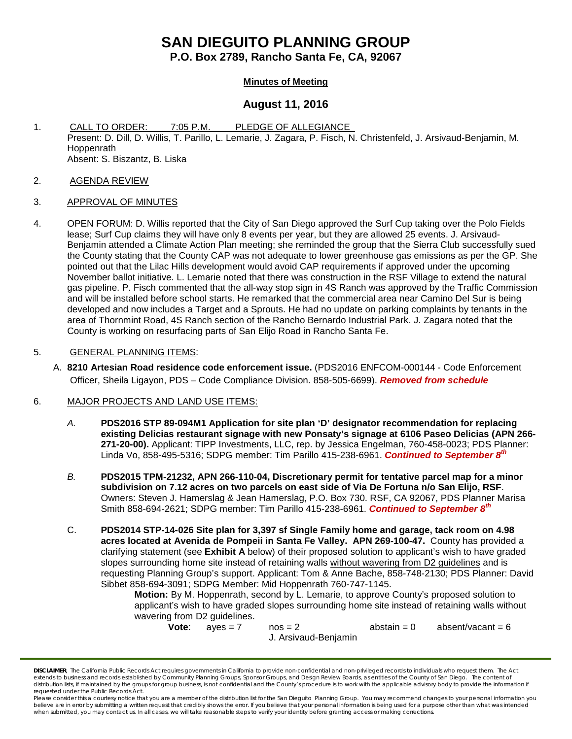# SAN DIEGUITO PLANNING GROUP

**P.O. Box 2789, Rancho Santa Fe, CA, 92067**

**Minutes of Meeting**

## August 11, 2016

1. CALL TO ORDER: 7:05 P.M. PLEDGE OF ALLEGIANCE
   Present: D. Dill, D. Willis, T. Parillo, L. Lemarie, J. Zagara, P. Fisch, N. Christenfeld, J. Arsivaud-Benjamin, M. Hoppenrath
   Absent: S. Biszantz, B. Liska

2. AGENDA REVIEW

3. APPROVAL OF MINUTES

4. OPEN FORUM: D. Willis reported that the City of San Diego approved the Surf Cup taking over the Polo Fields lease; Surf Cup claims they will have only 8 events per year, but they are allowed 25 events. J. Arsivaud-Benjamin attended a Climate Action Plan meeting; she reminded the group that the Sierra Club successfully sued the County stating that the County CAP was not adequate to lower greenhouse gas emissions as per the GP. She pointed out that the Lilac Hills development would avoid CAP requirements if approved under the upcoming November ballot initiative. L. Lemarie noted that there was construction in the RSF Village to extend the natural gas pipeline. P. Fisch commented that the all-way stop sign in 4S Ranch was approved by the Traffic Commission and will be installed before school starts. He remarked that the commercial area near Camino Del Sur is being developed and now includes a Target and a Sprouts. He had no update on parking complaints by tenants in the area of Thornmint Road, 4S Ranch section of the Rancho Bernardo Industrial Park. J. Zagara noted that the County is working on resurfacing parts of San Elijo Road in Rancho Santa Fe.

5. GENERAL PLANNING ITEMS:

   A. **8210 Artesian Road residence code enforcement issue.** (PDS2016 ENFCOM-000144 - Code Enforcement Officer, Sheila Ligayon, PDS – Code Compliance Division. 858-505-6699). ***Removed from schedule***

6. MAJOR PROJECTS AND LAND USE ITEMS:

   *A.* **PDS2016 STP 89-094M1 Application for site plan 'D' designator recommendation for replacing existing Delicias restaurant signage with new Ponsaty's signage at 6106 Paseo Delicias (APN 266-271-20-00).** Applicant: TIPP Investments, LLC, rep. by Jessica Engelman, 760-458-0023; PDS Planner: Linda Vo, 858-495-5316; SDPG member: Tim Parillo 415-238-6961. ***Continued to September 8th***

   *B.* **PDS2015 TPM-21232, APN 266-110-04, Discretionary permit for tentative parcel map for a minor subdivision on 7.12 acres on two parcels on east side of Via De Fortuna n/o San Elijo, RSF**. Owners: Steven J. Hamerslag & Jean Hamerslag, P.O. Box 730. RSF, CA 92067, PDS Planner Marisa Smith 858-694-2621; SDPG member: Tim Parillo 415-238-6961. ***Continued to September 8th***

   C. **PDS2014 STP-14-026 Site plan for 3,397 sf Single Family home and garage, tack room on 4.98 acres located at Avenida de Pompeii in Santa Fe Valley. APN 269-100-47.** County has provided a clarifying statement (see **Exhibit A** below) of their proposed solution to applicant's wish to have graded slopes surrounding home site instead of retaining walls without wavering from D2 guidelines and is requesting Planning Group's support. Applicant: Tom & Anne Bache, 858-748-2130; PDS Planner: David Sibbet 858-694-3091; SDPG Member: Mid Hoppenrath 760-747-1145.

      **Motion:** By M. Hoppenrath, second by L. Lemarie, to approve County's proposed solution to applicant's wish to have graded slopes surrounding home site instead of retaining walls without wavering from D2 guidelines.

      **Vote**: ayes = 7 nos = 2 abstain = 0 absent/vacant = 6
      J. Arsivaud-Benjamin

**DISCLAIMER**: The California Public Records Act requires governments in California to provide non-confidential and non-privileged records to individuals who request them. The Act extends to business and records established by Community Planning Groups, Sponsor Groups, and Design Review Boards, as entities of the County of San Diego. The content of distribution lists, if maintained by the groups for group business, is not confidential and the County's procedure is to work with the applicable advisory body to provide the information if requested under the Public Records Act.
Please consider this a courtesy notice that you are a member of the distribution list for the San Dieguito Planning Group. You may recommend changes to your personal information you believe are in error by submitting a written request that credibly shows the error. If you believe that your personal information is being used for a purpose other than what was intended when submitted, you may contact us. In all cases, we will take reasonable steps to verify your identity before granting access or making corrections.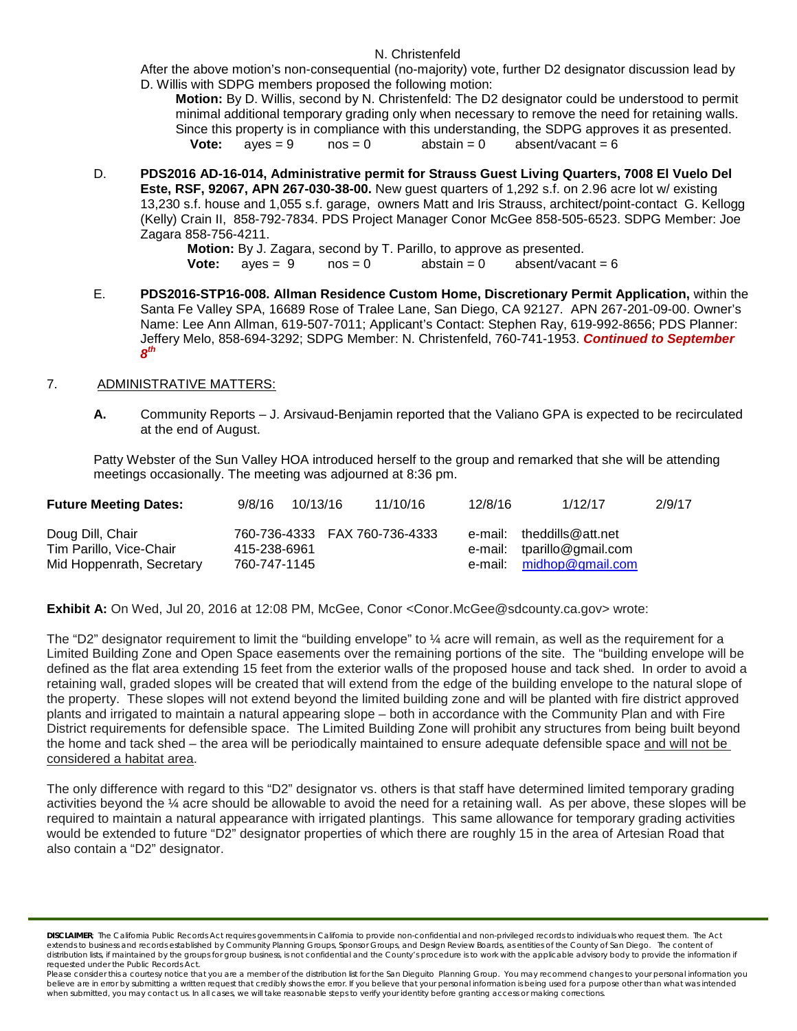N. Christenfeld

After the above motion's non-consequential (no-majority) vote, further D2 designator discussion lead by D. Willis with SDPG members proposed the following motion:

**Motion:** By D. Willis, second by N. Christenfeld: The D2 designator could be understood to permit minimal additional temporary grading only when necessary to remove the need for retaining walls. Since this property is in compliance with this understanding, the SDPG approves it as presented.

**Vote:** ayes = 9 nos = 0 abstain = 0 absent/vacant = 6

D. **PDS2016 AD-16-014, Administrative permit for Strauss Guest Living Quarters, 7008 El Vuelo Del Este, RSF, 92067, APN 267-030-38-00.** New guest quarters of 1,292 s.f. on 2.96 acre lot w/ existing 13,230 s.f. house and 1,055 s.f. garage, owners Matt and Iris Strauss, architect/point-contact G. Kellogg (Kelly) Crain II, 858-792-7834. PDS Project Manager Conor McGee 858-505-6523. SDPG Member: Joe Zagara 858-756-4211.

**Motion:** By J. Zagara, second by T. Parillo, to approve as presented.

**Vote:** ayes = 9 nos = 0 abstain = 0 absent/vacant = 6

E. **PDS2016-STP16-008. Allman Residence Custom Home, Discretionary Permit Application,** within the Santa Fe Valley SPA, 16689 Rose of Tralee Lane, San Diego, CA 92127. APN 267-201-09-00. Owner's Name: Lee Ann Allman, 619-507-7011; Applicant's Contact: Stephen Ray, 619-992-8656; PDS Planner: Jeffery Melo, 858-694-3292; SDPG Member: N. Christenfeld, 760-741-1953. ***Continued to September 8th***

7. ADMINISTRATIVE MATTERS:

**A.** Community Reports – J. Arsivaud-Benjamin reported that the Valiano GPA is expected to be recirculated at the end of August.

Patty Webster of the Sun Valley HOA introduced herself to the group and remarked that she will be attending meetings occasionally. The meeting was adjourned at 8:36 pm.

| | | | | | | |
|---|---|---|---|---|---|---|
| **Future Meeting Dates:** | 9/8/16 | 10/13/16 | 11/10/16 | 12/8/16 | 1/12/17 | 2/9/17 |

| | | | |
|---|---|---|---|
| Doug Dill, Chair | 760-736-4333 | FAX 760-736-4333 | e-mail: theddills@att.net |
| Tim Parillo, Vice-Chair | 415-238-6961 | | e-mail: tparillo@gmail.com |
| Mid Hoppenrath, Secretary | 760-747-1145 | | e-mail: midhop@gmail.com |

**Exhibit A:** On Wed, Jul 20, 2016 at 12:08 PM, McGee, Conor <Conor.McGee@sdcounty.ca.gov> wrote:

The "D2" designator requirement to limit the "building envelope" to ¼ acre will remain, as well as the requirement for a Limited Building Zone and Open Space easements over the remaining portions of the site. The "building envelope will be defined as the flat area extending 15 feet from the exterior walls of the proposed house and tack shed. In order to avoid a retaining wall, graded slopes will be created that will extend from the edge of the building envelope to the natural slope of the property. These slopes will not extend beyond the limited building zone and will be planted with fire district approved plants and irrigated to maintain a natural appearing slope – both in accordance with the Community Plan and with Fire District requirements for defensible space. The Limited Building Zone will prohibit any structures from being built beyond the home and tack shed – the area will be periodically maintained to ensure adequate defensible space and will not be considered a habitat area.

The only difference with regard to this "D2" designator vs. others is that staff have determined limited temporary grading activities beyond the ¼ acre should be allowable to avoid the need for a retaining wall. As per above, these slopes will be required to maintain a natural appearance with irrigated plantings. This same allowance for temporary grading activities would be extended to future "D2" designator properties of which there are roughly 15 in the area of Artesian Road that also contain a "D2" designator.

**DISCLAIMER**; The California Public Records Act requires governments in California to provide non-confidential and non-privileged records to individuals who request them. The Act extends to business and records established by Community Planning Groups, Sponsor Groups, and Design Review Boards, as entities of the County of San Diego. The content of distribution lists, if maintained by the groups for group business, is not confidential and the County's procedure is to work with the applicable advisory body to provide the information if requested under the Public Records Act.

Please consider this a courtesy notice that you are a member of the distribution list for the San Dieguito Planning Group. You may recommend changes to your personal information you believe are in error by submitting a written request that credibly shows the error. If you believe that your personal information is being used for a purpose other than what was intended when submitted, you may contact us. In all cases, we will take reasonable steps to verify your identity before granting access or making corrections.